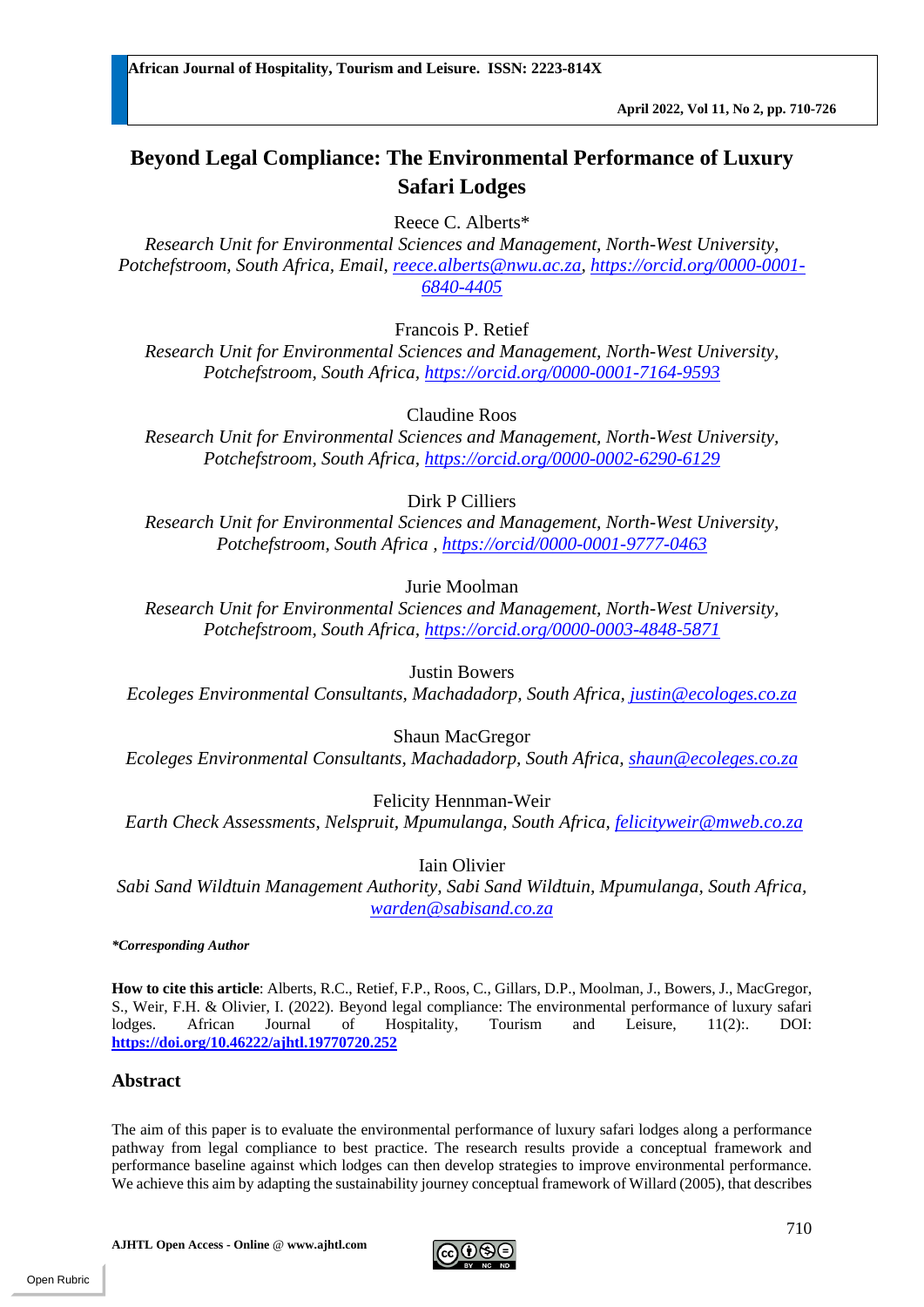# Beyond Legal Compliance: The Environmental Performance of Luxury Safari Lodges

Reece C. Alberts*
*Research Unit for Environmental Sciences and Management, North-West University, Potchefstroom, South Africa, Email, reece.alberts@nwu.ac.za, https://orcid.org/0000-0001-6840-4405*

Francois P. Retief
*Research Unit for Environmental Sciences and Management, North-West University, Potchefstroom, South Africa, https://orcid.org/0000-0001-7164-9593*

Claudine Roos
*Research Unit for Environmental Sciences and Management, North-West University, Potchefstroom, South Africa, https://orcid.org/0000-0002-6290-6129*

Dirk P Cilliers
*Research Unit for Environmental Sciences and Management, North-West University, Potchefstroom, South Africa , https://orcid/0000-0001-9777-0463*

Jurie Moolman
*Research Unit for Environmental Sciences and Management, North-West University, Potchefstroom, South Africa, https://orcid.org/0000-0003-4848-5871*

Justin Bowers
*Ecoleges Environmental Consultants, Machadadorp, South Africa, justin@ecologes.co.za*

Shaun MacGregor
*Ecoleges Environmental Consultants, Machadadorp, South Africa, shaun@ecoleges.co.za*

Felicity Hennman-Weir
*Earth Check Assessments, Nelspruit, Mpumulanga, South Africa, felicityweir@mweb.co.za*

Iain Olivier
*Sabi Sand Wildtuin Management Authority, Sabi Sand Wildtuin, Mpumulanga, South Africa, warden@sabisand.co.za*

***Corresponding Author**

**How to cite this article**: Alberts, R.C., Retief, F.P., Roos, C., Gillars, D.P., Moolman, J., Bowers, J., MacGregor, S., Weir, F.H. & Olivier, I. (2022). Beyond legal compliance: The environmental performance of luxury safari lodges. African Journal of Hospitality, Tourism and Leisure, 11(2):. DOI: **https://doi.org/10.46222/ajhtl.19770720.252**

## Abstract

The aim of this paper is to evaluate the environmental performance of luxury safari lodges along a performance pathway from legal compliance to best practice. The research results provide a conceptual framework and performance baseline against which lodges can then develop strategies to improve environmental performance. We achieve this aim by adapting the sustainability journey conceptual framework of Willard (2005), that describes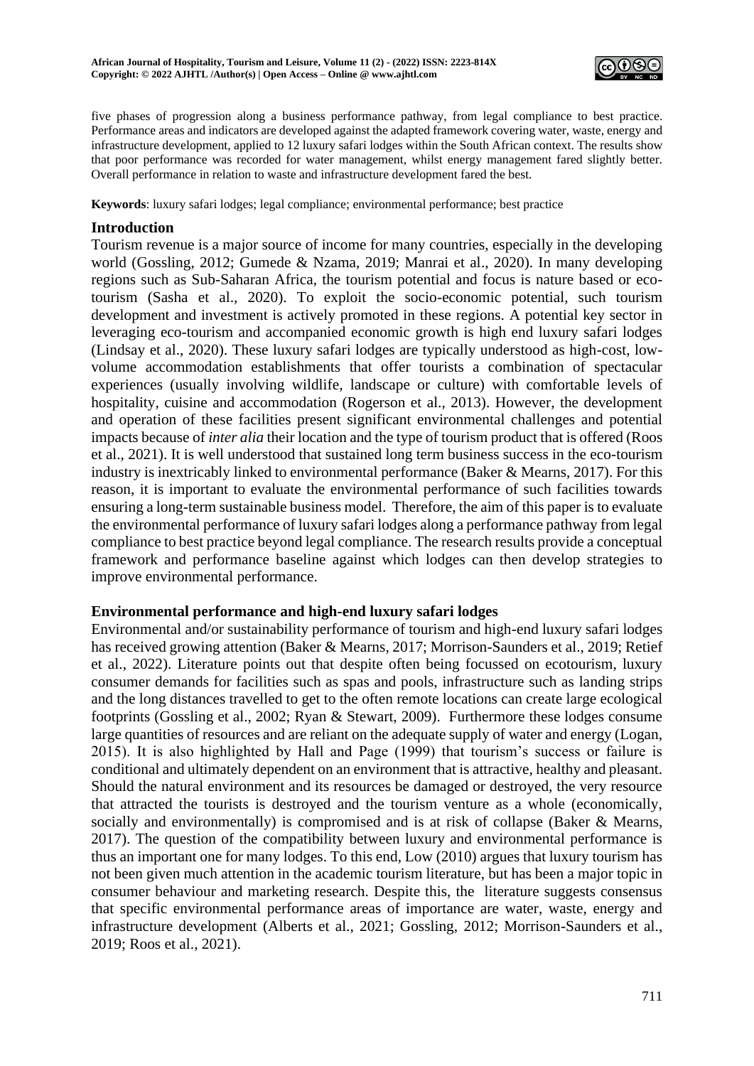five phases of progression along a business performance pathway, from legal compliance to best practice. Performance areas and indicators are developed against the adapted framework covering water, waste, energy and infrastructure development, applied to 12 luxury safari lodges within the South African context. The results show that poor performance was recorded for water management, whilst energy management fared slightly better. Overall performance in relation to waste and infrastructure development fared the best.

**Keywords**: luxury safari lodges; legal compliance; environmental performance; best practice

## Introduction

Tourism revenue is a major source of income for many countries, especially in the developing world (Gossling, 2012; Gumede & Nzama, 2019; Manrai et al., 2020). In many developing regions such as Sub-Saharan Africa, the tourism potential and focus is nature based or eco-tourism (Sasha et al., 2020). To exploit the socio-economic potential, such tourism development and investment is actively promoted in these regions. A potential key sector in leveraging eco-tourism and accompanied economic growth is high end luxury safari lodges (Lindsay et al., 2020). These luxury safari lodges are typically understood as high-cost, low-volume accommodation establishments that offer tourists a combination of spectacular experiences (usually involving wildlife, landscape or culture) with comfortable levels of hospitality, cuisine and accommodation (Rogerson et al., 2013). However, the development and operation of these facilities present significant environmental challenges and potential impacts because of *inter alia* their location and the type of tourism product that is offered (Roos et al., 2021). It is well understood that sustained long term business success in the eco-tourism industry is inextricably linked to environmental performance (Baker & Mearns, 2017). For this reason, it is important to evaluate the environmental performance of such facilities towards ensuring a long-term sustainable business model. Therefore, the aim of this paper is to evaluate the environmental performance of luxury safari lodges along a performance pathway from legal compliance to best practice beyond legal compliance. The research results provide a conceptual framework and performance baseline against which lodges can then develop strategies to improve environmental performance.

## Environmental performance and high-end luxury safari lodges

Environmental and/or sustainability performance of tourism and high-end luxury safari lodges has received growing attention (Baker & Mearns, 2017; Morrison-Saunders et al., 2019; Retief et al., 2022). Literature points out that despite often being focussed on ecotourism, luxury consumer demands for facilities such as spas and pools, infrastructure such as landing strips and the long distances travelled to get to the often remote locations can create large ecological footprints (Gossling et al., 2002; Ryan & Stewart, 2009). Furthermore these lodges consume large quantities of resources and are reliant on the adequate supply of water and energy (Logan, 2015). It is also highlighted by Hall and Page (1999) that tourism's success or failure is conditional and ultimately dependent on an environment that is attractive, healthy and pleasant. Should the natural environment and its resources be damaged or destroyed, the very resource that attracted the tourists is destroyed and the tourism venture as a whole (economically, socially and environmentally) is compromised and is at risk of collapse (Baker & Mearns, 2017). The question of the compatibility between luxury and environmental performance is thus an important one for many lodges. To this end, Low (2010) argues that luxury tourism has not been given much attention in the academic tourism literature, but has been a major topic in consumer behaviour and marketing research. Despite this, the literature suggests consensus that specific environmental performance areas of importance are water, waste, energy and infrastructure development (Alberts et al., 2021; Gossling, 2012; Morrison-Saunders et al., 2019; Roos et al., 2021).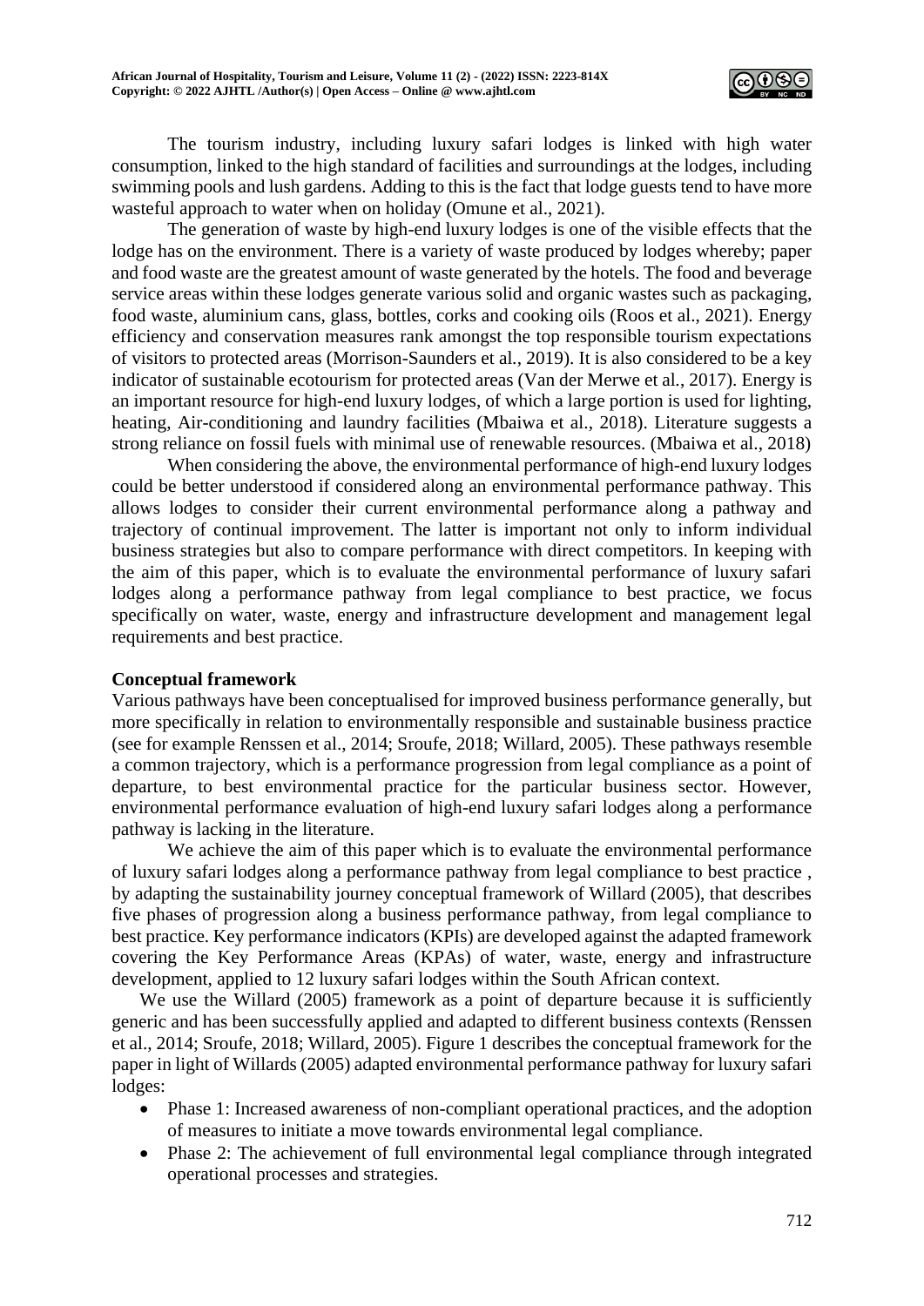The tourism industry, including luxury safari lodges is linked with high water consumption, linked to the high standard of facilities and surroundings at the lodges, including swimming pools and lush gardens. Adding to this is the fact that lodge guests tend to have more wasteful approach to water when on holiday (Omune et al., 2021).

The generation of waste by high-end luxury lodges is one of the visible effects that the lodge has on the environment. There is a variety of waste produced by lodges whereby; paper and food waste are the greatest amount of waste generated by the hotels. The food and beverage service areas within these lodges generate various solid and organic wastes such as packaging, food waste, aluminium cans, glass, bottles, corks and cooking oils (Roos et al., 2021). Energy efficiency and conservation measures rank amongst the top responsible tourism expectations of visitors to protected areas (Morrison-Saunders et al., 2019). It is also considered to be a key indicator of sustainable ecotourism for protected areas (Van der Merwe et al., 2017). Energy is an important resource for high-end luxury lodges, of which a large portion is used for lighting, heating, Air-conditioning and laundry facilities (Mbaiwa et al., 2018). Literature suggests a strong reliance on fossil fuels with minimal use of renewable resources. (Mbaiwa et al., 2018)

When considering the above, the environmental performance of high-end luxury lodges could be better understood if considered along an environmental performance pathway. This allows lodges to consider their current environmental performance along a pathway and trajectory of continual improvement. The latter is important not only to inform individual business strategies but also to compare performance with direct competitors. In keeping with the aim of this paper, which is to evaluate the environmental performance of luxury safari lodges along a performance pathway from legal compliance to best practice, we focus specifically on water, waste, energy and infrastructure development and management legal requirements and best practice.

**Conceptual framework**

Various pathways have been conceptualised for improved business performance generally, but more specifically in relation to environmentally responsible and sustainable business practice (see for example Renssen et al., 2014; Sroufe, 2018; Willard, 2005). These pathways resemble a common trajectory, which is a performance progression from legal compliance as a point of departure, to best environmental practice for the particular business sector. However, environmental performance evaluation of high-end luxury safari lodges along a performance pathway is lacking in the literature.

We achieve the aim of this paper which is to evaluate the environmental performance of luxury safari lodges along a performance pathway from legal compliance to best practice , by adapting the sustainability journey conceptual framework of Willard (2005), that describes five phases of progression along a business performance pathway, from legal compliance to best practice. Key performance indicators (KPIs) are developed against the adapted framework covering the Key Performance Areas (KPAs) of water, waste, energy and infrastructure development, applied to 12 luxury safari lodges within the South African context.

We use the Willard (2005) framework as a point of departure because it is sufficiently generic and has been successfully applied and adapted to different business contexts (Renssen et al., 2014; Sroufe, 2018; Willard, 2005). Figure 1 describes the conceptual framework for the paper in light of Willards (2005) adapted environmental performance pathway for luxury safari lodges:

- Phase 1: Increased awareness of non-compliant operational practices, and the adoption of measures to initiate a move towards environmental legal compliance.
- Phase 2: The achievement of full environmental legal compliance through integrated operational processes and strategies.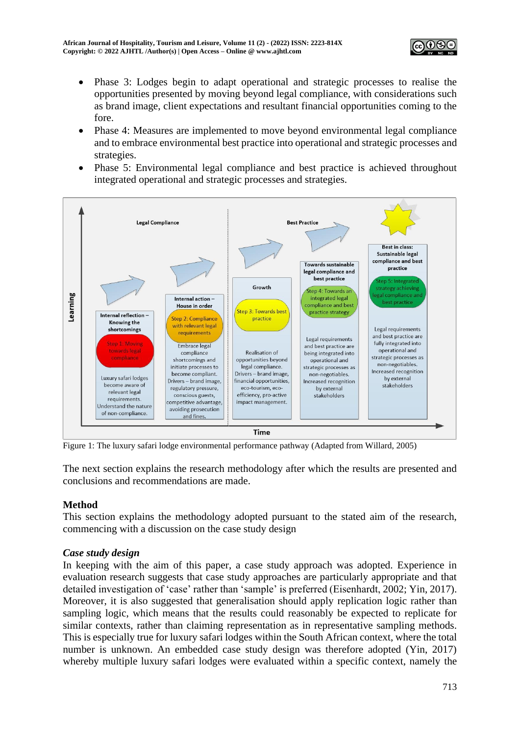- Phase 3: Lodges begin to adapt operational and strategic processes to realise the opportunities presented by moving beyond legal compliance, with considerations such as brand image, client expectations and resultant financial opportunities coming to the fore.
- Phase 4: Measures are implemented to move beyond environmental legal compliance and to embrace environmental best practice into operational and strategic processes and strategies.
- Phase 5: Environmental legal compliance and best practice is achieved throughout integrated operational and strategic processes and strategies.

Figure 1: The luxury safari lodge environmental performance pathway (Adapted from Willard, 2005)

The next section explains the research methodology after which the results are presented and conclusions and recommendations are made.

## Method

This section explains the methodology adopted pursuant to the stated aim of the research, commencing with a discussion on the case study design

### *Case study design*

In keeping with the aim of this paper, a case study approach was adopted. Experience in evaluation research suggests that case study approaches are particularly appropriate and that detailed investigation of 'case' rather than 'sample' is preferred (Eisenhardt, 2002; Yin, 2017). Moreover, it is also suggested that generalisation should apply replication logic rather than sampling logic, which means that the results could reasonably be expected to replicate for similar contexts, rather than claiming representation as in representative sampling methods. This is especially true for luxury safari lodges within the South African context, where the total number is unknown. An embedded case study design was therefore adopted (Yin, 2017) whereby multiple luxury safari lodges were evaluated within a specific context, namely the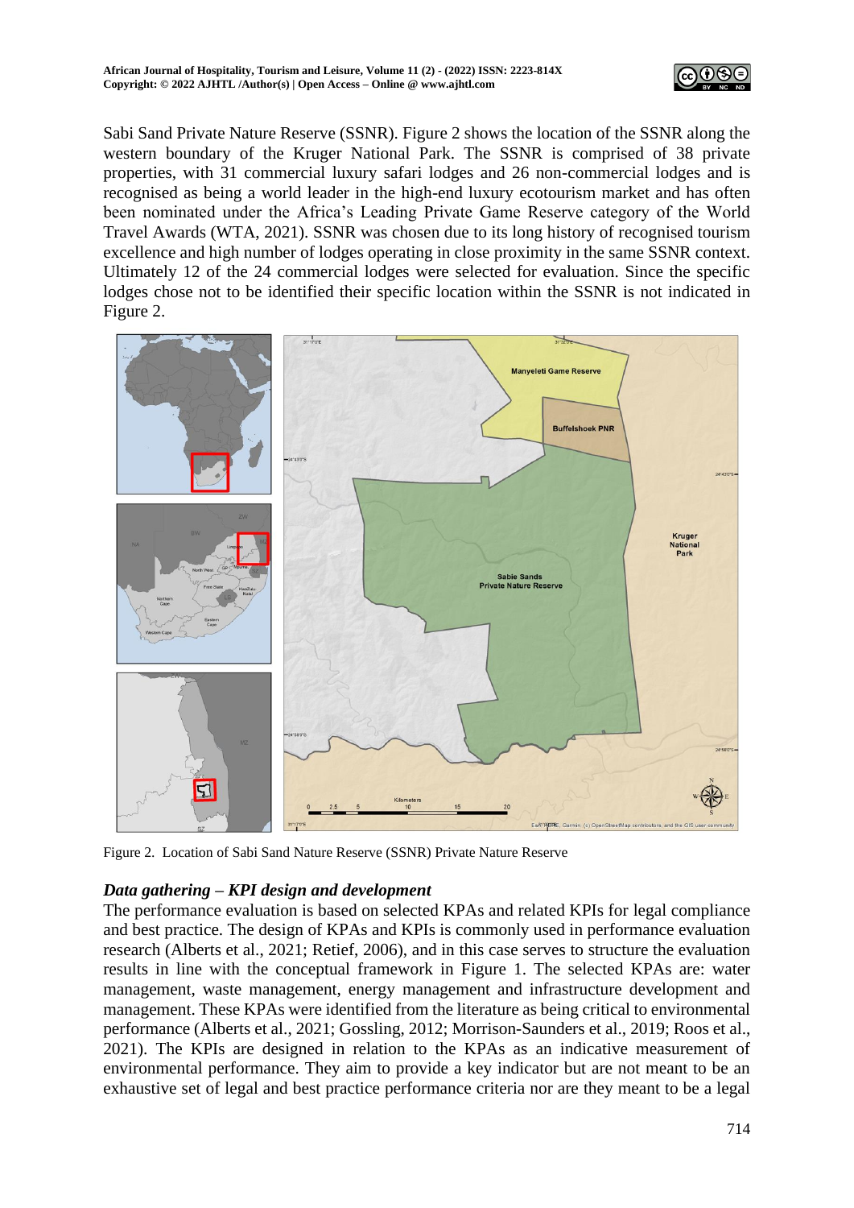Sabi Sand Private Nature Reserve (SSNR). Figure 2 shows the location of the SSNR along the western boundary of the Kruger National Park. The SSNR is comprised of 38 private properties, with 31 commercial luxury safari lodges and 26 non-commercial lodges and is recognised as being a world leader in the high-end luxury ecotourism market and has often been nominated under the Africa's Leading Private Game Reserve category of the World Travel Awards (WTA, 2021). SSNR was chosen due to its long history of recognised tourism excellence and high number of lodges operating in close proximity in the same SSNR context. Ultimately 12 of the 24 commercial lodges were selected for evaluation. Since the specific lodges chose not to be identified their specific location within the SSNR is not indicated in Figure 2.

Figure 2. Location of Sabi Sand Nature Reserve (SSNR) Private Nature Reserve

### *Data gathering – KPI design and development*

The performance evaluation is based on selected KPAs and related KPIs for legal compliance and best practice. The design of KPAs and KPIs is commonly used in performance evaluation research (Alberts et al., 2021; Retief, 2006), and in this case serves to structure the evaluation results in line with the conceptual framework in Figure 1. The selected KPAs are: water management, waste management, energy management and infrastructure development and management. These KPAs were identified from the literature as being critical to environmental performance (Alberts et al., 2021; Gossling, 2012; Morrison-Saunders et al., 2019; Roos et al., 2021). The KPIs are designed in relation to the KPAs as an indicative measurement of environmental performance. They aim to provide a key indicator but are not meant to be an exhaustive set of legal and best practice performance criteria nor are they meant to be a legal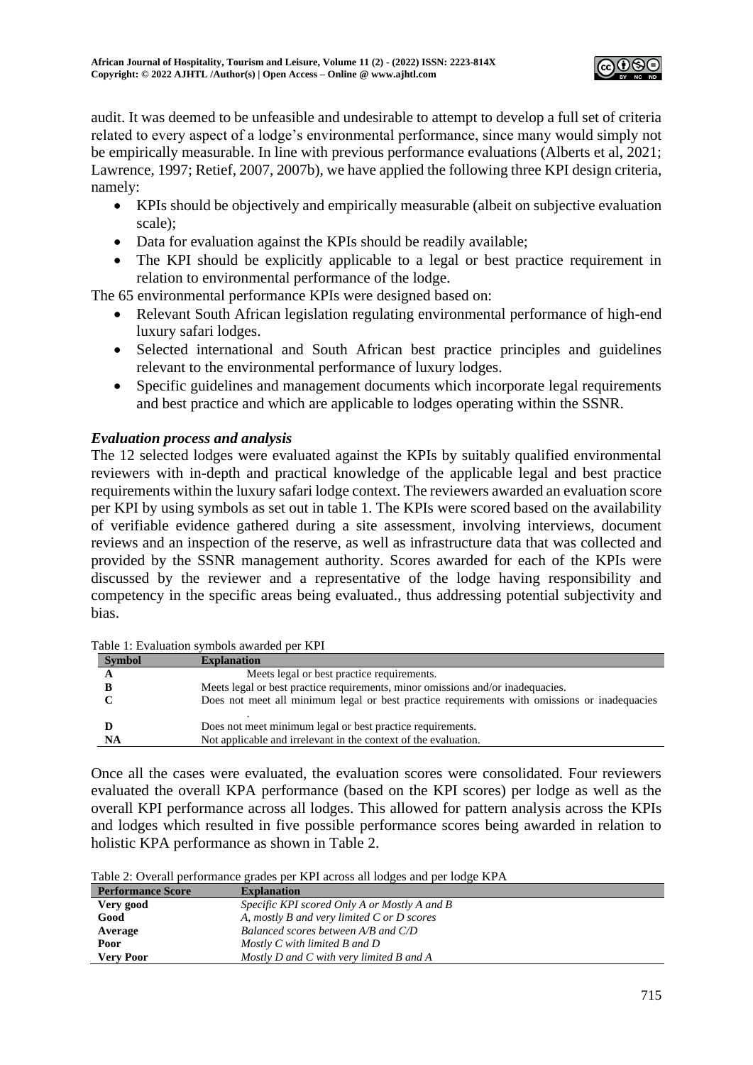audit. It was deemed to be unfeasible and undesirable to attempt to develop a full set of criteria related to every aspect of a lodge's environmental performance, since many would simply not be empirically measurable. In line with previous performance evaluations (Alberts et al, 2021; Lawrence, 1997; Retief, 2007, 2007b), we have applied the following three KPI design criteria, namely:

- KPIs should be objectively and empirically measurable (albeit on subjective evaluation scale);
- Data for evaluation against the KPIs should be readily available;
- The KPI should be explicitly applicable to a legal or best practice requirement in relation to environmental performance of the lodge.

The 65 environmental performance KPIs were designed based on:

- Relevant South African legislation regulating environmental performance of high-end luxury safari lodges.
- Selected international and South African best practice principles and guidelines relevant to the environmental performance of luxury lodges.
- Specific guidelines and management documents which incorporate legal requirements and best practice and which are applicable to lodges operating within the SSNR.

### *Evaluation process and analysis*

The 12 selected lodges were evaluated against the KPIs by suitably qualified environmental reviewers with in-depth and practical knowledge of the applicable legal and best practice requirements within the luxury safari lodge context. The reviewers awarded an evaluation score per KPI by using symbols as set out in table 1. The KPIs were scored based on the availability of verifiable evidence gathered during a site assessment, involving interviews, document reviews and an inspection of the reserve, as well as infrastructure data that was collected and provided by the SSNR management authority. Scores awarded for each of the KPIs were discussed by the reviewer and a representative of the lodge having responsibility and competency in the specific areas being evaluated., thus addressing potential subjectivity and bias.

Table 1: Evaluation symbols awarded per KPI

| Symbol | Explanation |
|---|---|
| A | Meets legal or best practice requirements. |
| B | Meets legal or best practice requirements, minor omissions and/or inadequacies. |
| C | Does not meet all minimum legal or best practice requirements with omissions or inadequacies . |
| D | Does not meet minimum legal or best practice requirements. |
| NA | Not applicable and irrelevant in the context of the evaluation. |

Once all the cases were evaluated, the evaluation scores were consolidated. Four reviewers evaluated the overall KPA performance (based on the KPI scores) per lodge as well as the overall KPI performance across all lodges. This allowed for pattern analysis across the KPIs and lodges which resulted in five possible performance scores being awarded in relation to holistic KPA performance as shown in Table 2.

Table 2: Overall performance grades per KPI across all lodges and per lodge KPA

| Performance Score | Explanation |
|---|---|
| **Very good** | *Specific KPI scored Only A or Mostly A and B* |
| **Good** | *A, mostly B and very limited C or D scores* |
| **Average** | *Balanced scores between A/B and C/D* |
| **Poor** | *Mostly C with limited B and D* |
| **Very Poor** | *Mostly D and C with very limited B and A* |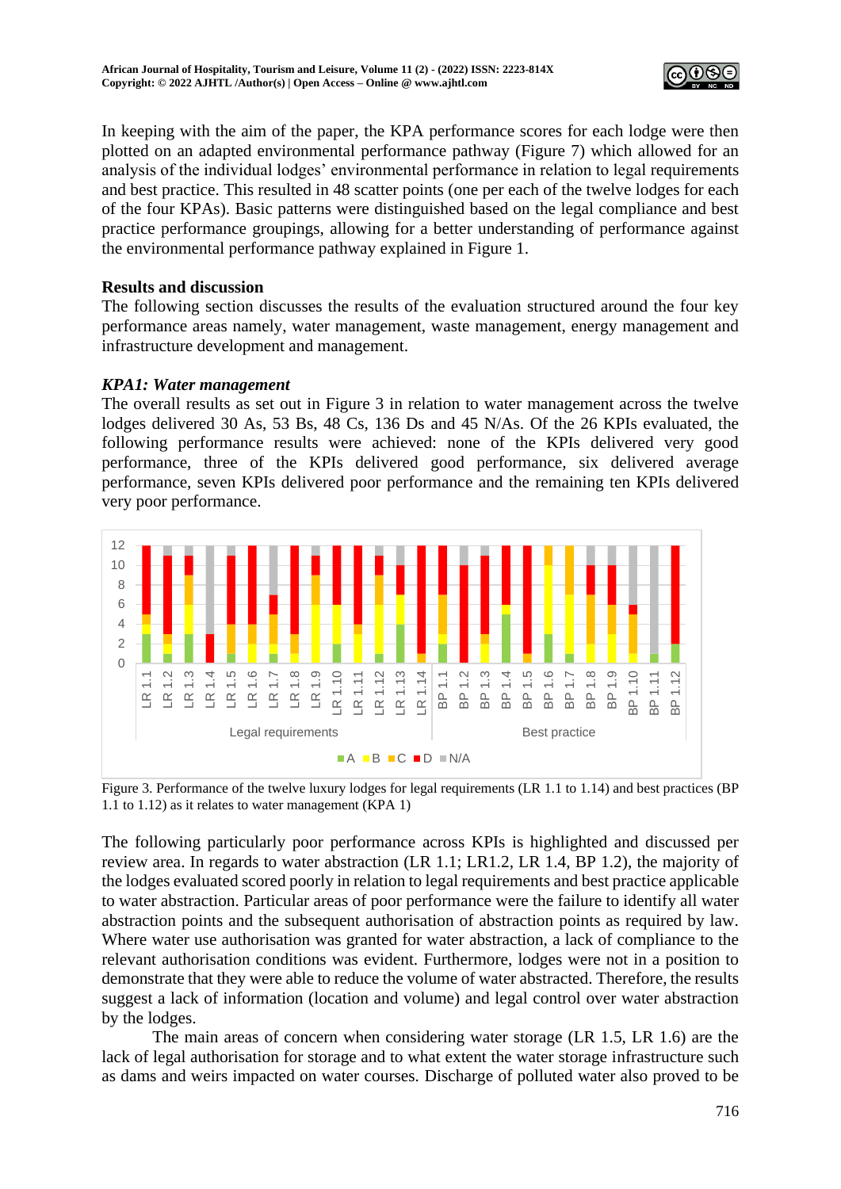In keeping with the aim of the paper, the KPA performance scores for each lodge were then plotted on an adapted environmental performance pathway (Figure 7) which allowed for an analysis of the individual lodges' environmental performance in relation to legal requirements and best practice. This resulted in 48 scatter points (one per each of the twelve lodges for each of the four KPAs). Basic patterns were distinguished based on the legal compliance and best practice performance groupings, allowing for a better understanding of performance against the environmental performance pathway explained in Figure 1.

## Results and discussion

The following section discusses the results of the evaluation structured around the four key performance areas namely, water management, waste management, energy management and infrastructure development and management.

### *KPA1: Water management*

The overall results as set out in Figure 3 in relation to water management across the twelve lodges delivered 30 As, 53 Bs, 48 Cs, 136 Ds and 45 N/As. Of the 26 KPIs evaluated, the following performance results were achieved: none of the KPIs delivered very good performance, three of the KPIs delivered good performance, six delivered average performance, seven KPIs delivered poor performance and the remaining ten KPIs delivered very poor performance.

Figure 3. Performance of the twelve luxury lodges for legal requirements (LR 1.1 to 1.14) and best practices (BP 1.1 to 1.12) as it relates to water management (KPA 1)

The following particularly poor performance across KPIs is highlighted and discussed per review area. In regards to water abstraction (LR 1.1; LR1.2, LR 1.4, BP 1.2), the majority of the lodges evaluated scored poorly in relation to legal requirements and best practice applicable to water abstraction. Particular areas of poor performance were the failure to identify all water abstraction points and the subsequent authorisation of abstraction points as required by law. Where water use authorisation was granted for water abstraction, a lack of compliance to the relevant authorisation conditions was evident. Furthermore, lodges were not in a position to demonstrate that they were able to reduce the volume of water abstracted. Therefore, the results suggest a lack of information (location and volume) and legal control over water abstraction by the lodges.

The main areas of concern when considering water storage (LR 1.5, LR 1.6) are the lack of legal authorisation for storage and to what extent the water storage infrastructure such as dams and weirs impacted on water courses. Discharge of polluted water also proved to be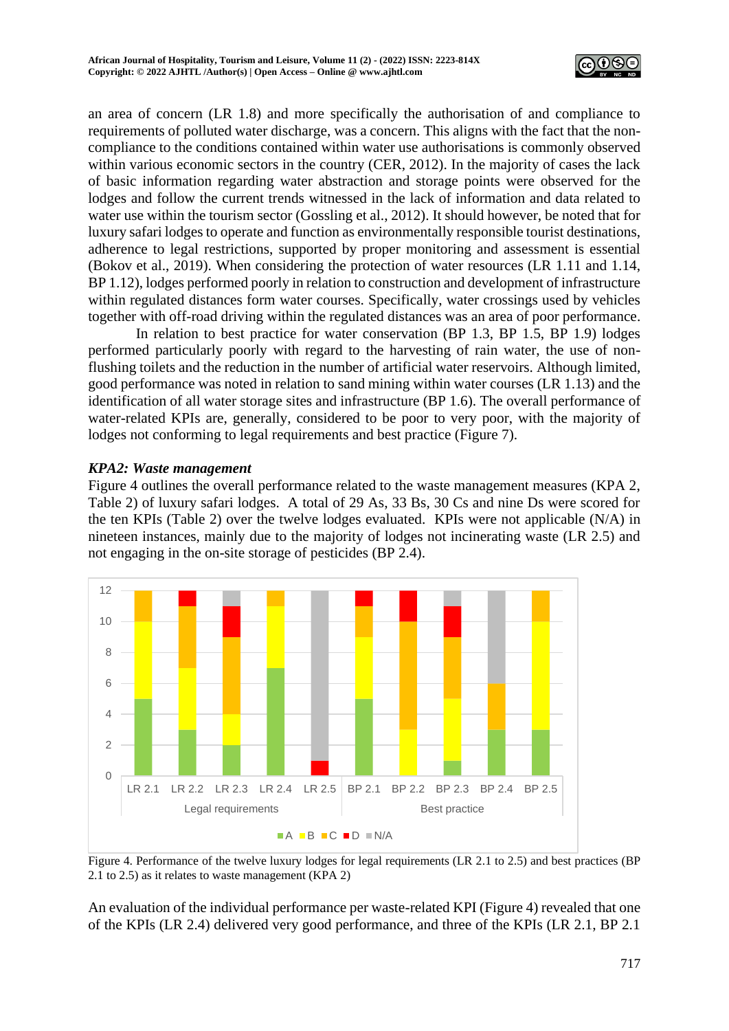an area of concern (LR 1.8) and more specifically the authorisation of and compliance to requirements of polluted water discharge, was a concern. This aligns with the fact that the non-compliance to the conditions contained within water use authorisations is commonly observed within various economic sectors in the country (CER, 2012). In the majority of cases the lack of basic information regarding water abstraction and storage points were observed for the lodges and follow the current trends witnessed in the lack of information and data related to water use within the tourism sector (Gossling et al., 2012). It should however, be noted that for luxury safari lodges to operate and function as environmentally responsible tourist destinations, adherence to legal restrictions, supported by proper monitoring and assessment is essential (Bokov et al., 2019). When considering the protection of water resources (LR 1.11 and 1.14, BP 1.12), lodges performed poorly in relation to construction and development of infrastructure within regulated distances form water courses. Specifically, water crossings used by vehicles together with off-road driving within the regulated distances was an area of poor performance.

In relation to best practice for water conservation (BP 1.3, BP 1.5, BP 1.9) lodges performed particularly poorly with regard to the harvesting of rain water, the use of non-flushing toilets and the reduction in the number of artificial water reservoirs. Although limited, good performance was noted in relation to sand mining within water courses (LR 1.13) and the identification of all water storage sites and infrastructure (BP 1.6). The overall performance of water-related KPIs are, generally, considered to be poor to very poor, with the majority of lodges not conforming to legal requirements and best practice (Figure 7).

### *KPA2: Waste management*

Figure 4 outlines the overall performance related to the waste management measures (KPA 2, Table 2) of luxury safari lodges. A total of 29 As, 33 Bs, 30 Cs and nine Ds were scored for the ten KPIs (Table 2) over the twelve lodges evaluated. KPIs were not applicable (N/A) in nineteen instances, mainly due to the majority of lodges not incinerating waste (LR 2.5) and not engaging in the on-site storage of pesticides (BP 2.4).

Figure 4. Performance of the twelve luxury lodges for legal requirements (LR 2.1 to 2.5) and best practices (BP 2.1 to 2.5) as it relates to waste management (KPA 2)

An evaluation of the individual performance per waste-related KPI (Figure 4) revealed that one of the KPIs (LR 2.4) delivered very good performance, and three of the KPIs (LR 2.1, BP 2.1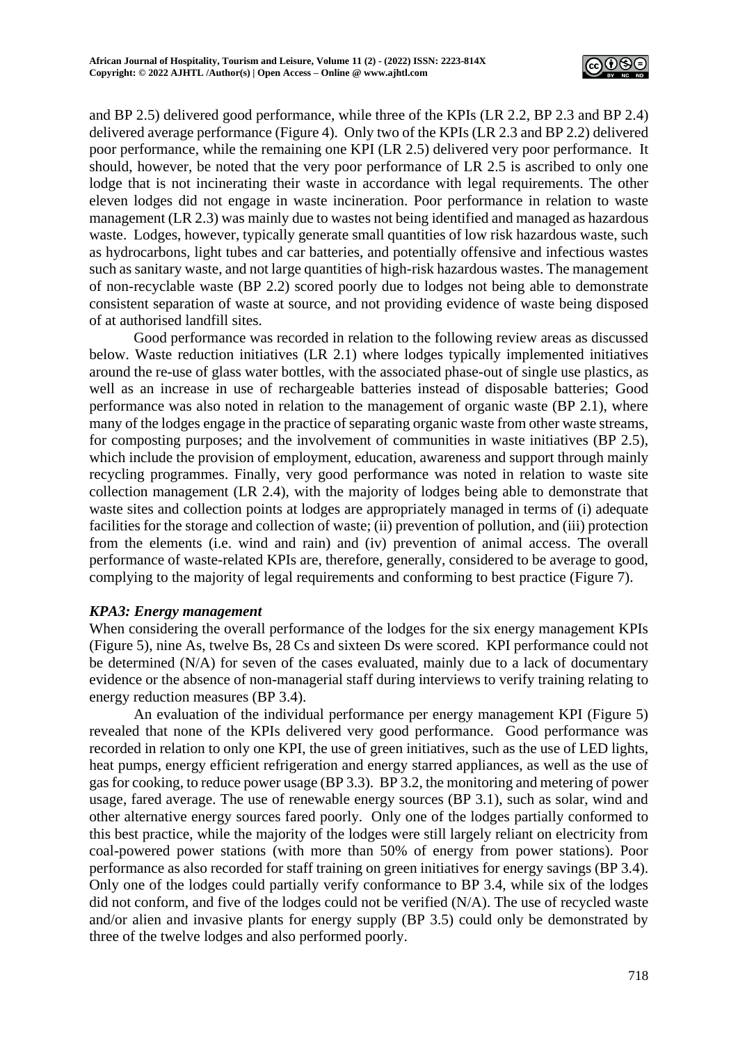and BP 2.5) delivered good performance, while three of the KPIs (LR 2.2, BP 2.3 and BP 2.4) delivered average performance (Figure 4). Only two of the KPIs (LR 2.3 and BP 2.2) delivered poor performance, while the remaining one KPI (LR 2.5) delivered very poor performance. It should, however, be noted that the very poor performance of LR 2.5 is ascribed to only one lodge that is not incinerating their waste in accordance with legal requirements. The other eleven lodges did not engage in waste incineration. Poor performance in relation to waste management (LR 2.3) was mainly due to wastes not being identified and managed as hazardous waste. Lodges, however, typically generate small quantities of low risk hazardous waste, such as hydrocarbons, light tubes and car batteries, and potentially offensive and infectious wastes such as sanitary waste, and not large quantities of high-risk hazardous wastes. The management of non-recyclable waste (BP 2.2) scored poorly due to lodges not being able to demonstrate consistent separation of waste at source, and not providing evidence of waste being disposed of at authorised landfill sites.

Good performance was recorded in relation to the following review areas as discussed below. Waste reduction initiatives (LR 2.1) where lodges typically implemented initiatives around the re-use of glass water bottles, with the associated phase-out of single use plastics, as well as an increase in use of rechargeable batteries instead of disposable batteries; Good performance was also noted in relation to the management of organic waste (BP 2.1), where many of the lodges engage in the practice of separating organic waste from other waste streams, for composting purposes; and the involvement of communities in waste initiatives (BP 2.5), which include the provision of employment, education, awareness and support through mainly recycling programmes. Finally, very good performance was noted in relation to waste site collection management (LR 2.4), with the majority of lodges being able to demonstrate that waste sites and collection points at lodges are appropriately managed in terms of (i) adequate facilities for the storage and collection of waste; (ii) prevention of pollution, and (iii) protection from the elements (i.e. wind and rain) and (iv) prevention of animal access. The overall performance of waste-related KPIs are, therefore, generally, considered to be average to good, complying to the majority of legal requirements and conforming to best practice (Figure 7).

### *KPA3: Energy management*

When considering the overall performance of the lodges for the six energy management KPIs (Figure 5), nine As, twelve Bs, 28 Cs and sixteen Ds were scored. KPI performance could not be determined (N/A) for seven of the cases evaluated, mainly due to a lack of documentary evidence or the absence of non-managerial staff during interviews to verify training relating to energy reduction measures (BP 3.4).

An evaluation of the individual performance per energy management KPI (Figure 5) revealed that none of the KPIs delivered very good performance. Good performance was recorded in relation to only one KPI, the use of green initiatives, such as the use of LED lights, heat pumps, energy efficient refrigeration and energy starred appliances, as well as the use of gas for cooking, to reduce power usage (BP 3.3). BP 3.2, the monitoring and metering of power usage, fared average. The use of renewable energy sources (BP 3.1), such as solar, wind and other alternative energy sources fared poorly. Only one of the lodges partially conformed to this best practice, while the majority of the lodges were still largely reliant on electricity from coal-powered power stations (with more than 50% of energy from power stations). Poor performance as also recorded for staff training on green initiatives for energy savings (BP 3.4). Only one of the lodges could partially verify conformance to BP 3.4, while six of the lodges did not conform, and five of the lodges could not be verified (N/A). The use of recycled waste and/or alien and invasive plants for energy supply (BP 3.5) could only be demonstrated by three of the twelve lodges and also performed poorly.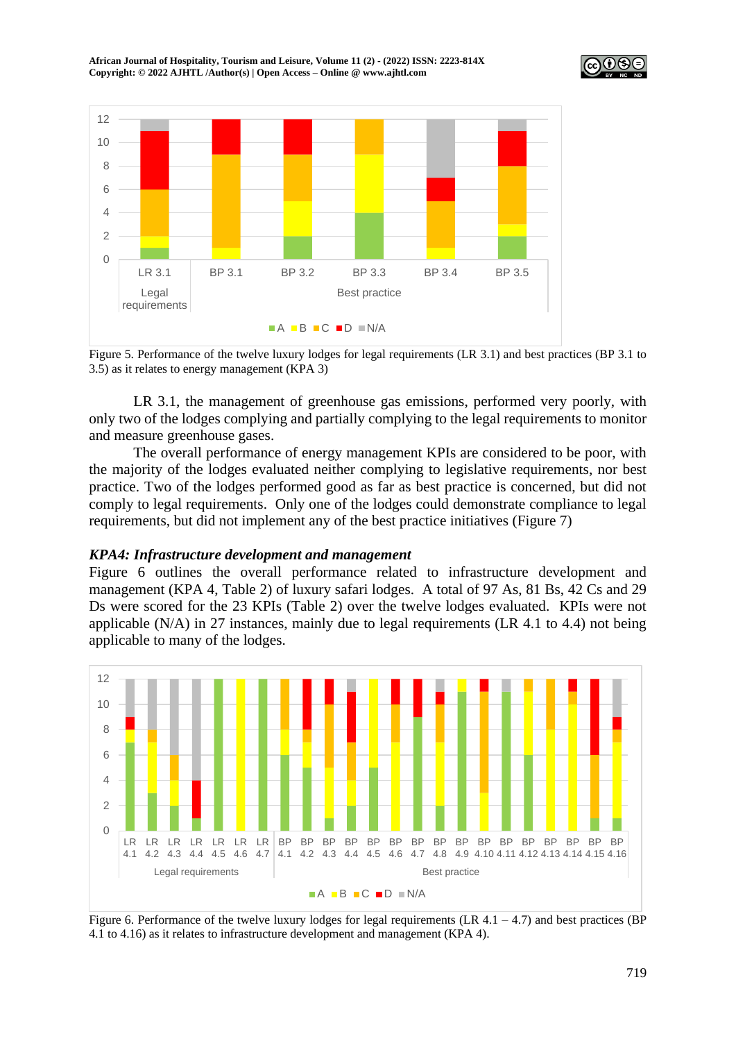Figure 5. Performance of the twelve luxury lodges for legal requirements (LR 3.1) and best practices (BP 3.1 to 3.5) as it relates to energy management (KPA 3)

LR 3.1, the management of greenhouse gas emissions, performed very poorly, with only two of the lodges complying and partially complying to the legal requirements to monitor and measure greenhouse gases.

The overall performance of energy management KPIs are considered to be poor, with the majority of the lodges evaluated neither complying to legislative requirements, nor best practice. Two of the lodges performed good as far as best practice is concerned, but did not comply to legal requirements. Only one of the lodges could demonstrate compliance to legal requirements, but did not implement any of the best practice initiatives (Figure 7)

### *KPA4: Infrastructure development and management*

Figure 6 outlines the overall performance related to infrastructure development and management (KPA 4, Table 2) of luxury safari lodges. A total of 97 As, 81 Bs, 42 Cs and 29 Ds were scored for the 23 KPIs (Table 2) over the twelve lodges evaluated. KPIs were not applicable (N/A) in 27 instances, mainly due to legal requirements (LR 4.1 to 4.4) not being applicable to many of the lodges.

Figure 6. Performance of the twelve luxury lodges for legal requirements (LR 4.1 – 4.7) and best practices (BP 4.1 to 4.16) as it relates to infrastructure development and management (KPA 4).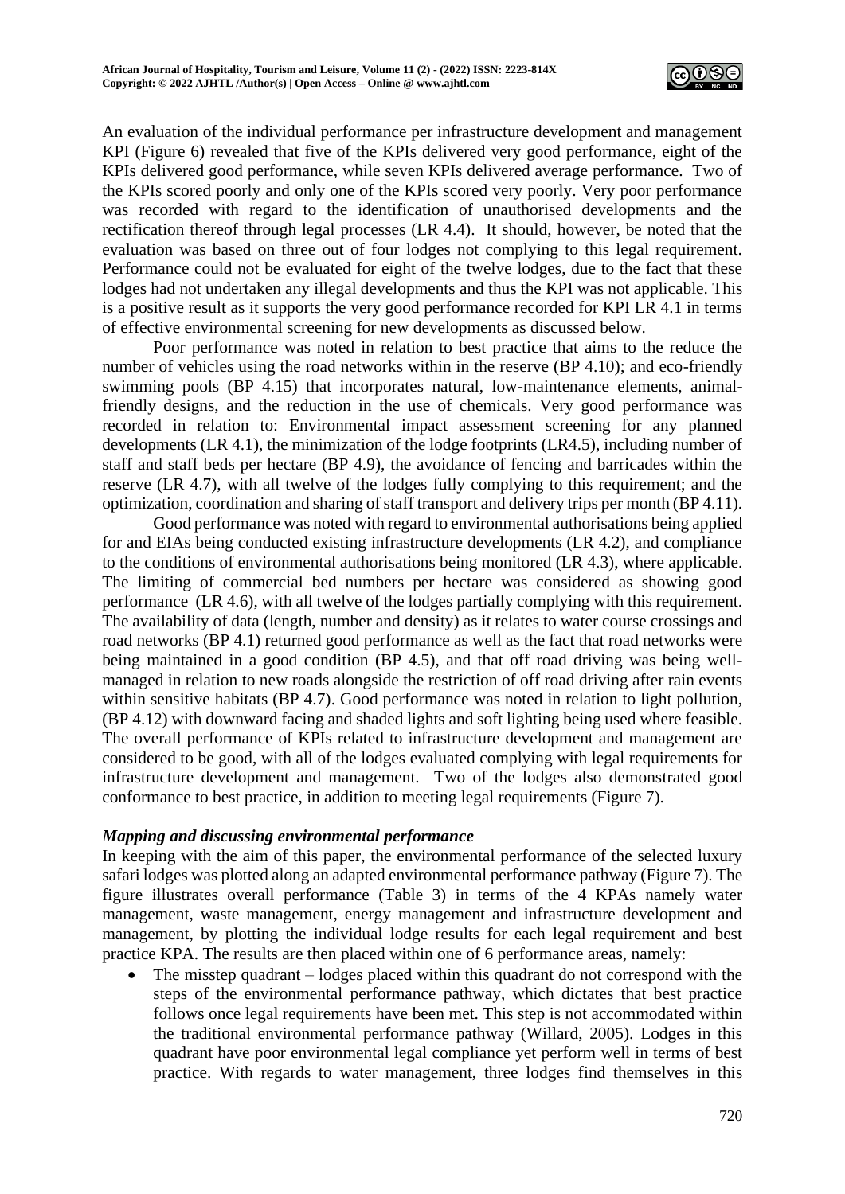An evaluation of the individual performance per infrastructure development and management KPI (Figure 6) revealed that five of the KPIs delivered very good performance, eight of the KPIs delivered good performance, while seven KPIs delivered average performance. Two of the KPIs scored poorly and only one of the KPIs scored very poorly. Very poor performance was recorded with regard to the identification of unauthorised developments and the rectification thereof through legal processes (LR 4.4). It should, however, be noted that the evaluation was based on three out of four lodges not complying to this legal requirement. Performance could not be evaluated for eight of the twelve lodges, due to the fact that these lodges had not undertaken any illegal developments and thus the KPI was not applicable. This is a positive result as it supports the very good performance recorded for KPI LR 4.1 in terms of effective environmental screening for new developments as discussed below.

Poor performance was noted in relation to best practice that aims to the reduce the number of vehicles using the road networks within in the reserve (BP 4.10); and eco-friendly swimming pools (BP 4.15) that incorporates natural, low-maintenance elements, animal-friendly designs, and the reduction in the use of chemicals. Very good performance was recorded in relation to: Environmental impact assessment screening for any planned developments (LR 4.1), the minimization of the lodge footprints (LR4.5), including number of staff and staff beds per hectare (BP 4.9), the avoidance of fencing and barricades within the reserve (LR 4.7), with all twelve of the lodges fully complying to this requirement; and the optimization, coordination and sharing of staff transport and delivery trips per month (BP 4.11).

Good performance was noted with regard to environmental authorisations being applied for and EIAs being conducted existing infrastructure developments (LR 4.2), and compliance to the conditions of environmental authorisations being monitored (LR 4.3), where applicable. The limiting of commercial bed numbers per hectare was considered as showing good performance (LR 4.6), with all twelve of the lodges partially complying with this requirement. The availability of data (length, number and density) as it relates to water course crossings and road networks (BP 4.1) returned good performance as well as the fact that road networks were being maintained in a good condition (BP 4.5), and that off road driving was being well-managed in relation to new roads alongside the restriction of off road driving after rain events within sensitive habitats (BP 4.7). Good performance was noted in relation to light pollution, (BP 4.12) with downward facing and shaded lights and soft lighting being used where feasible. The overall performance of KPIs related to infrastructure development and management are considered to be good, with all of the lodges evaluated complying with legal requirements for infrastructure development and management. Two of the lodges also demonstrated good conformance to best practice, in addition to meeting legal requirements (Figure 7).

### *Mapping and discussing environmental performance*

In keeping with the aim of this paper, the environmental performance of the selected luxury safari lodges was plotted along an adapted environmental performance pathway (Figure 7). The figure illustrates overall performance (Table 3) in terms of the 4 KPAs namely water management, waste management, energy management and infrastructure development and management, by plotting the individual lodge results for each legal requirement and best practice KPA. The results are then placed within one of 6 performance areas, namely:

- The misstep quadrant – lodges placed within this quadrant do not correspond with the steps of the environmental performance pathway, which dictates that best practice follows once legal requirements have been met. This step is not accommodated within the traditional environmental performance pathway (Willard, 2005). Lodges in this quadrant have poor environmental legal compliance yet perform well in terms of best practice. With regards to water management, three lodges find themselves in this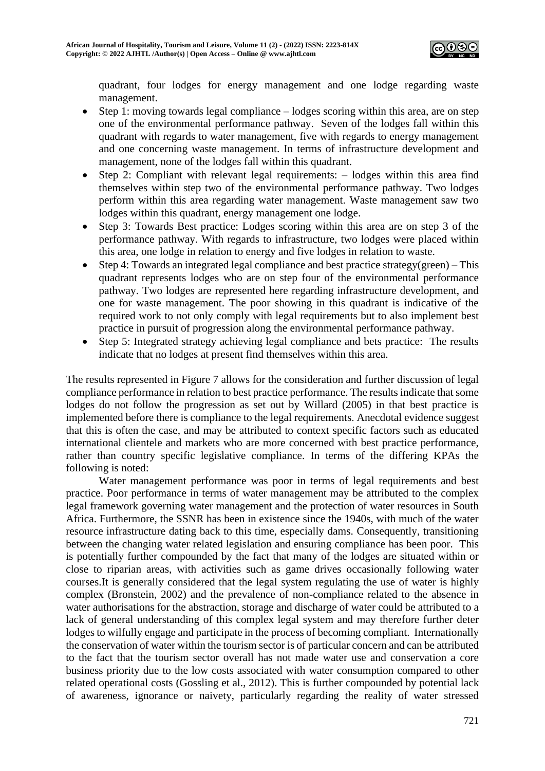quadrant, four lodges for energy management and one lodge regarding waste management.

- Step 1: moving towards legal compliance – lodges scoring within this area, are on step one of the environmental performance pathway. Seven of the lodges fall within this quadrant with regards to water management, five with regards to energy management and one concerning waste management. In terms of infrastructure development and management, none of the lodges fall within this quadrant.
- Step 2: Compliant with relevant legal requirements: – lodges within this area find themselves within step two of the environmental performance pathway. Two lodges perform within this area regarding water management. Waste management saw two lodges within this quadrant, energy management one lodge.
- Step 3: Towards Best practice: Lodges scoring within this area are on step 3 of the performance pathway. With regards to infrastructure, two lodges were placed within this area, one lodge in relation to energy and five lodges in relation to waste.
- Step 4: Towards an integrated legal compliance and best practice strategy(green) – This quadrant represents lodges who are on step four of the environmental performance pathway. Two lodges are represented here regarding infrastructure development, and one for waste management. The poor showing in this quadrant is indicative of the required work to not only comply with legal requirements but to also implement best practice in pursuit of progression along the environmental performance pathway.
- Step 5: Integrated strategy achieving legal compliance and bets practice: The results indicate that no lodges at present find themselves within this area.

The results represented in Figure 7 allows for the consideration and further discussion of legal compliance performance in relation to best practice performance. The results indicate that some lodges do not follow the progression as set out by Willard (2005) in that best practice is implemented before there is compliance to the legal requirements. Anecdotal evidence suggest that this is often the case, and may be attributed to context specific factors such as educated international clientele and markets who are more concerned with best practice performance, rather than country specific legislative compliance. In terms of the differing KPAs the following is noted:

Water management performance was poor in terms of legal requirements and best practice. Poor performance in terms of water management may be attributed to the complex legal framework governing water management and the protection of water resources in South Africa. Furthermore, the SSNR has been in existence since the 1940s, with much of the water resource infrastructure dating back to this time, especially dams. Consequently, transitioning between the changing water related legislation and ensuring compliance has been poor. This is potentially further compounded by the fact that many of the lodges are situated within or close to riparian areas, with activities such as game drives occasionally following water courses.It is generally considered that the legal system regulating the use of water is highly complex (Bronstein, 2002) and the prevalence of non-compliance related to the absence in water authorisations for the abstraction, storage and discharge of water could be attributed to a lack of general understanding of this complex legal system and may therefore further deter lodges to wilfully engage and participate in the process of becoming compliant. Internationally the conservation of water within the tourism sector is of particular concern and can be attributed to the fact that the tourism sector overall has not made water use and conservation a core business priority due to the low costs associated with water consumption compared to other related operational costs (Gossling et al., 2012). This is further compounded by potential lack of awareness, ignorance or naivety, particularly regarding the reality of water stressed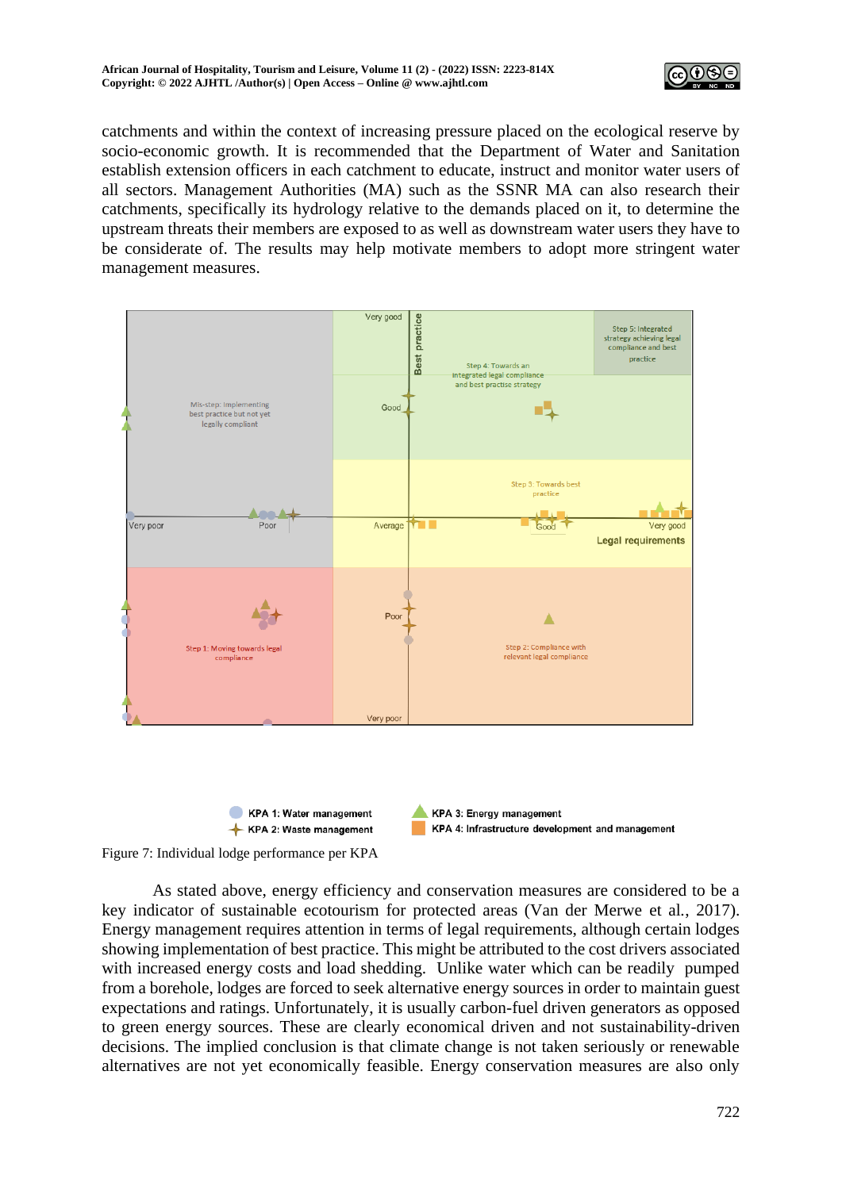catchments and within the context of increasing pressure placed on the ecological reserve by socio-economic growth. It is recommended that the Department of Water and Sanitation establish extension officers in each catchment to educate, instruct and monitor water users of all sectors. Management Authorities (MA) such as the SSNR MA can also research their catchments, specifically its hydrology relative to the demands placed on it, to determine the upstream threats their members are exposed to as well as downstream water users they have to be considerate of. The results may help motivate members to adopt more stringent water management measures.

Figure 7: Individual lodge performance per KPA

As stated above, energy efficiency and conservation measures are considered to be a key indicator of sustainable ecotourism for protected areas (Van der Merwe et al., 2017). Energy management requires attention in terms of legal requirements, although certain lodges showing implementation of best practice. This might be attributed to the cost drivers associated with increased energy costs and load shedding. Unlike water which can be readily pumped from a borehole, lodges are forced to seek alternative energy sources in order to maintain guest expectations and ratings. Unfortunately, it is usually carbon-fuel driven generators as opposed to green energy sources. These are clearly economical driven and not sustainability-driven decisions. The implied conclusion is that climate change is not taken seriously or renewable alternatives are not yet economically feasible. Energy conservation measures are also only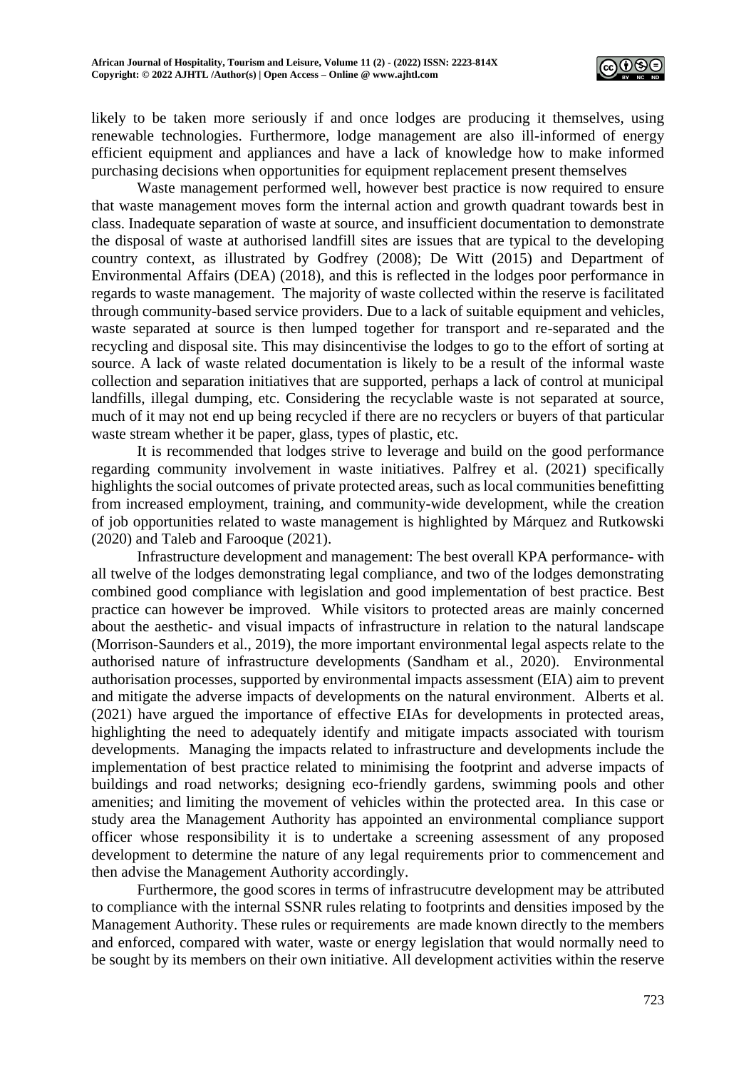likely to be taken more seriously if and once lodges are producing it themselves, using renewable technologies. Furthermore, lodge management are also ill-informed of energy efficient equipment and appliances and have a lack of knowledge how to make informed purchasing decisions when opportunities for equipment replacement present themselves

Waste management performed well, however best practice is now required to ensure that waste management moves form the internal action and growth quadrant towards best in class. Inadequate separation of waste at source, and insufficient documentation to demonstrate the disposal of waste at authorised landfill sites are issues that are typical to the developing country context, as illustrated by Godfrey (2008); De Witt (2015) and Department of Environmental Affairs (DEA) (2018), and this is reflected in the lodges poor performance in regards to waste management. The majority of waste collected within the reserve is facilitated through community-based service providers. Due to a lack of suitable equipment and vehicles, waste separated at source is then lumped together for transport and re-separated and the recycling and disposal site. This may disincentivise the lodges to go to the effort of sorting at source. A lack of waste related documentation is likely to be a result of the informal waste collection and separation initiatives that are supported, perhaps a lack of control at municipal landfills, illegal dumping, etc. Considering the recyclable waste is not separated at source, much of it may not end up being recycled if there are no recyclers or buyers of that particular waste stream whether it be paper, glass, types of plastic, etc.

It is recommended that lodges strive to leverage and build on the good performance regarding community involvement in waste initiatives. Palfrey et al. (2021) specifically highlights the social outcomes of private protected areas, such as local communities benefitting from increased employment, training, and community-wide development, while the creation of job opportunities related to waste management is highlighted by Márquez and Rutkowski (2020) and Taleb and Farooque (2021).

Infrastructure development and management: The best overall KPA performance- with all twelve of the lodges demonstrating legal compliance, and two of the lodges demonstrating combined good compliance with legislation and good implementation of best practice. Best practice can however be improved. While visitors to protected areas are mainly concerned about the aesthetic- and visual impacts of infrastructure in relation to the natural landscape (Morrison-Saunders et al., 2019), the more important environmental legal aspects relate to the authorised nature of infrastructure developments (Sandham et al., 2020). Environmental authorisation processes, supported by environmental impacts assessment (EIA) aim to prevent and mitigate the adverse impacts of developments on the natural environment. Alberts et al. (2021) have argued the importance of effective EIAs for developments in protected areas, highlighting the need to adequately identify and mitigate impacts associated with tourism developments. Managing the impacts related to infrastructure and developments include the implementation of best practice related to minimising the footprint and adverse impacts of buildings and road networks; designing eco-friendly gardens, swimming pools and other amenities; and limiting the movement of vehicles within the protected area. In this case or study area the Management Authority has appointed an environmental compliance support officer whose responsibility it is to undertake a screening assessment of any proposed development to determine the nature of any legal requirements prior to commencement and then advise the Management Authority accordingly.

Furthermore, the good scores in terms of infrastrucutre development may be attributed to compliance with the internal SSNR rules relating to footprints and densities imposed by the Management Authority. These rules or requirements are made known directly to the members and enforced, compared with water, waste or energy legislation that would normally need to be sought by its members on their own initiative. All development activities within the reserve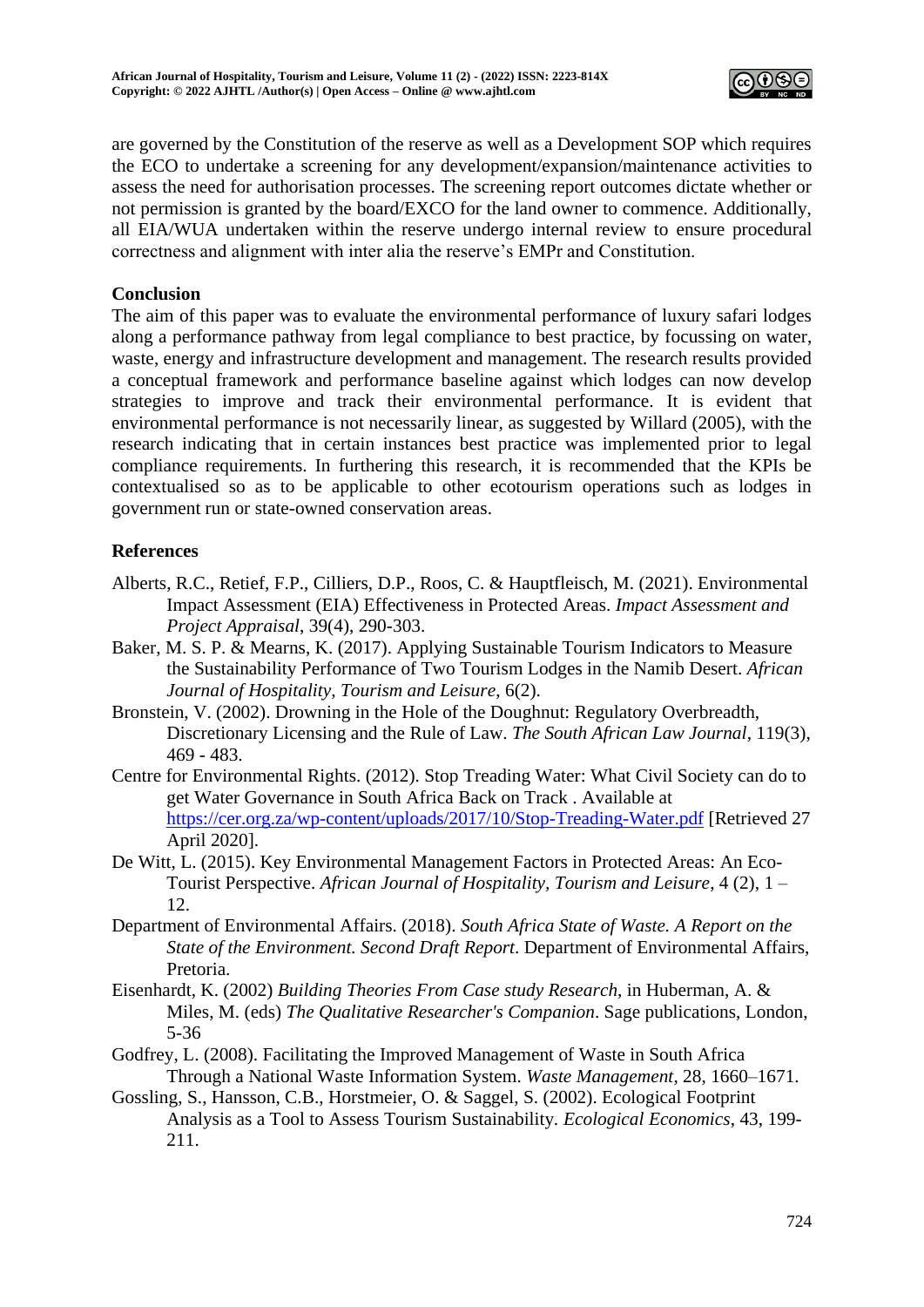are governed by the Constitution of the reserve as well as a Development SOP which requires the ECO to undertake a screening for any development/expansion/maintenance activities to assess the need for authorisation processes. The screening report outcomes dictate whether or not permission is granted by the board/EXCO for the land owner to commence. Additionally, all EIA/WUA undertaken within the reserve undergo internal review to ensure procedural correctness and alignment with inter alia the reserve's EMPr and Constitution.

## Conclusion

The aim of this paper was to evaluate the environmental performance of luxury safari lodges along a performance pathway from legal compliance to best practice, by focussing on water, waste, energy and infrastructure development and management. The research results provided a conceptual framework and performance baseline against which lodges can now develop strategies to improve and track their environmental performance. It is evident that environmental performance is not necessarily linear, as suggested by Willard (2005), with the research indicating that in certain instances best practice was implemented prior to legal compliance requirements. In furthering this research, it is recommended that the KPIs be contextualised so as to be applicable to other ecotourism operations such as lodges in government run or state-owned conservation areas.

## References

Alberts, R.C., Retief, F.P., Cilliers, D.P., Roos, C. & Hauptfleisch, M. (2021). Environmental Impact Assessment (EIA) Effectiveness in Protected Areas. *Impact Assessment and Project Appraisal*, 39(4), 290-303.

Baker, M. S. P. & Mearns, K. (2017). Applying Sustainable Tourism Indicators to Measure the Sustainability Performance of Two Tourism Lodges in the Namib Desert. *African Journal of Hospitality, Tourism and Leisure*, 6(2).

Bronstein, V. (2002). Drowning in the Hole of the Doughnut: Regulatory Overbreadth, Discretionary Licensing and the Rule of Law. *The South African Law Journal*, 119(3), 469 - 483.

Centre for Environmental Rights. (2012). Stop Treading Water: What Civil Society can do to get Water Governance in South Africa Back on Track . Available at https://cer.org.za/wp-content/uploads/2017/10/Stop-Treading-Water.pdf [Retrieved 27 April 2020].

De Witt, L. (2015). Key Environmental Management Factors in Protected Areas: An Eco-Tourist Perspective. *African Journal of Hospitality, Tourism and Leisure*, 4 (2), 1 – 12.

Department of Environmental Affairs. (2018). *South Africa State of Waste. A Report on the State of the Environment. Second Draft Report*. Department of Environmental Affairs, Pretoria.

Eisenhardt, K. (2002) *Building Theories From Case study Research*, in Huberman, A. & Miles, M. (eds) *The Qualitative Researcher's Companion*. Sage publications, London, 5-36

Godfrey, L. (2008). Facilitating the Improved Management of Waste in South Africa Through a National Waste Information System. *Waste Management*, 28, 1660–1671.

Gossling, S., Hansson, C.B., Horstmeier, O. & Saggel, S. (2002). Ecological Footprint Analysis as a Tool to Assess Tourism Sustainability. *Ecological Economics*, 43, 199-211.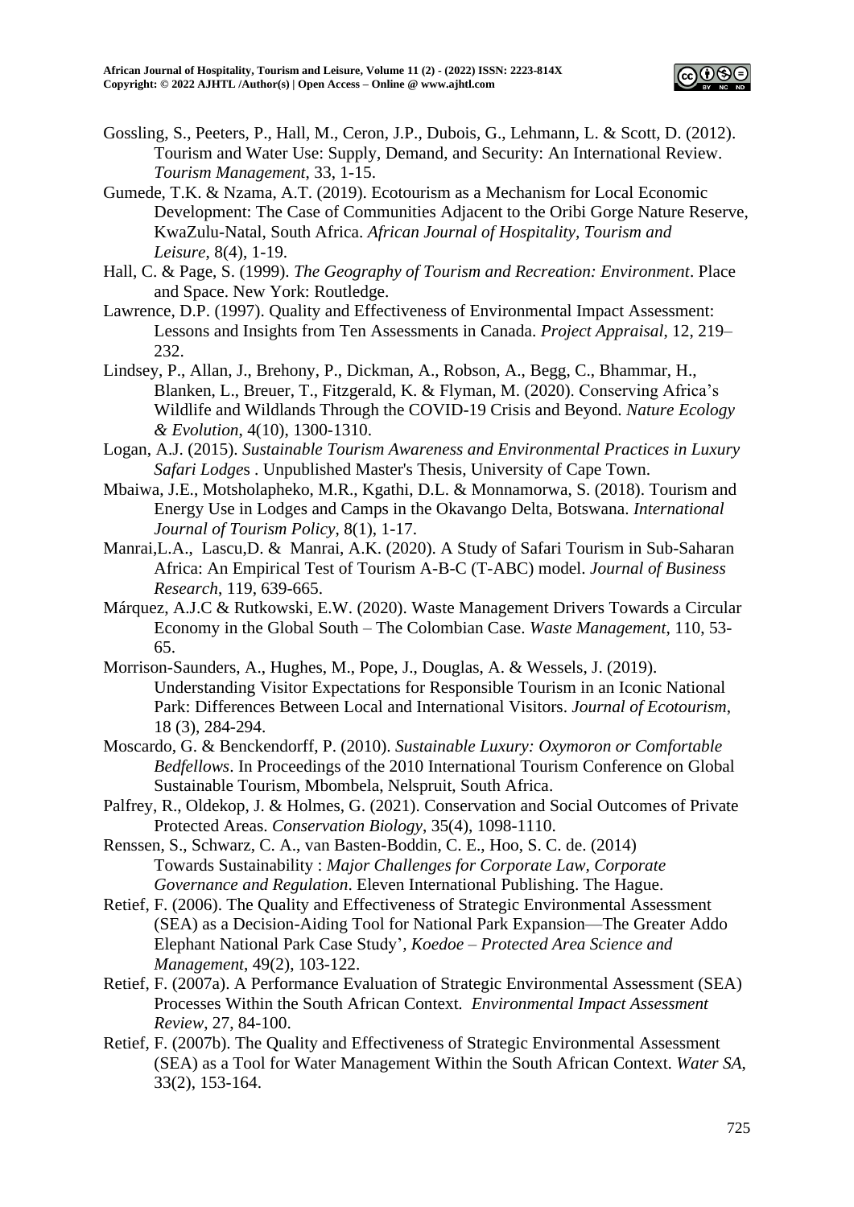Gossling, S., Peeters, P., Hall, M., Ceron, J.P., Dubois, G., Lehmann, L. & Scott, D. (2012). Tourism and Water Use: Supply, Demand, and Security: An International Review. *Tourism Management*, 33, 1-15.

Gumede, T.K. & Nzama, A.T. (2019). Ecotourism as a Mechanism for Local Economic Development: The Case of Communities Adjacent to the Oribi Gorge Nature Reserve, KwaZulu-Natal, South Africa. *African Journal of Hospitality, Tourism and Leisure*, 8(4), 1-19.

Hall, C. & Page, S. (1999). *The Geography of Tourism and Recreation: Environment*. Place and Space. New York: Routledge.

Lawrence, D.P. (1997). Quality and Effectiveness of Environmental Impact Assessment: Lessons and Insights from Ten Assessments in Canada. *Project Appraisal*, 12, 219–232.

Lindsey, P., Allan, J., Brehony, P., Dickman, A., Robson, A., Begg, C., Bhammar, H., Blanken, L., Breuer, T., Fitzgerald, K. & Flyman, M. (2020). Conserving Africa's Wildlife and Wildlands Through the COVID-19 Crisis and Beyond. *Nature Ecology & Evolution*, 4(10), 1300-1310.

Logan, A.J. (2015). *Sustainable Tourism Awareness and Environmental Practices in Luxury Safari Lodge*s . Unpublished Master's Thesis, University of Cape Town.

Mbaiwa, J.E., Motsholapheko, M.R., Kgathi, D.L. & Monnamorwa, S. (2018). Tourism and Energy Use in Lodges and Camps in the Okavango Delta, Botswana. *International Journal of Tourism Policy*, 8(1), 1-17.

Manrai,L.A., Lascu,D. & Manrai, A.K. (2020). A Study of Safari Tourism in Sub-Saharan Africa: An Empirical Test of Tourism A-B-C (T-ABC) model. *Journal of Business Research*, 119, 639-665.

Márquez, A.J.C & Rutkowski, E.W. (2020). Waste Management Drivers Towards a Circular Economy in the Global South – The Colombian Case. *Waste Management*, 110, 53-65.

Morrison-Saunders, A., Hughes, M., Pope, J., Douglas, A. & Wessels, J. (2019). Understanding Visitor Expectations for Responsible Tourism in an Iconic National Park: Differences Between Local and International Visitors. *Journal of Ecotourism*, 18 (3), 284-294.

Moscardo, G. & Benckendorff, P. (2010). *Sustainable Luxury: Oxymoron or Comfortable Bedfellows*. In Proceedings of the 2010 International Tourism Conference on Global Sustainable Tourism, Mbombela, Nelspruit, South Africa.

Palfrey, R., Oldekop, J. & Holmes, G. (2021). Conservation and Social Outcomes of Private Protected Areas. *Conservation Biology*, 35(4), 1098-1110.

Renssen, S., Schwarz, C. A., van Basten-Boddin, C. E., Hoo, S. C. de. (2014) Towards Sustainability : *Major Challenges for Corporate Law, Corporate Governance and Regulation*. Eleven International Publishing. The Hague.

Retief, F. (2006). The Quality and Effectiveness of Strategic Environmental Assessment (SEA) as a Decision-Aiding Tool for National Park Expansion—The Greater Addo Elephant National Park Case Study', *Koedoe – Protected Area Science and Management*, 49(2), 103-122.

Retief, F. (2007a). A Performance Evaluation of Strategic Environmental Assessment (SEA) Processes Within the South African Context. *Environmental Impact Assessment Review*, 27, 84-100.

Retief, F. (2007b). The Quality and Effectiveness of Strategic Environmental Assessment (SEA) as a Tool for Water Management Within the South African Context. *Water SA*, 33(2), 153-164.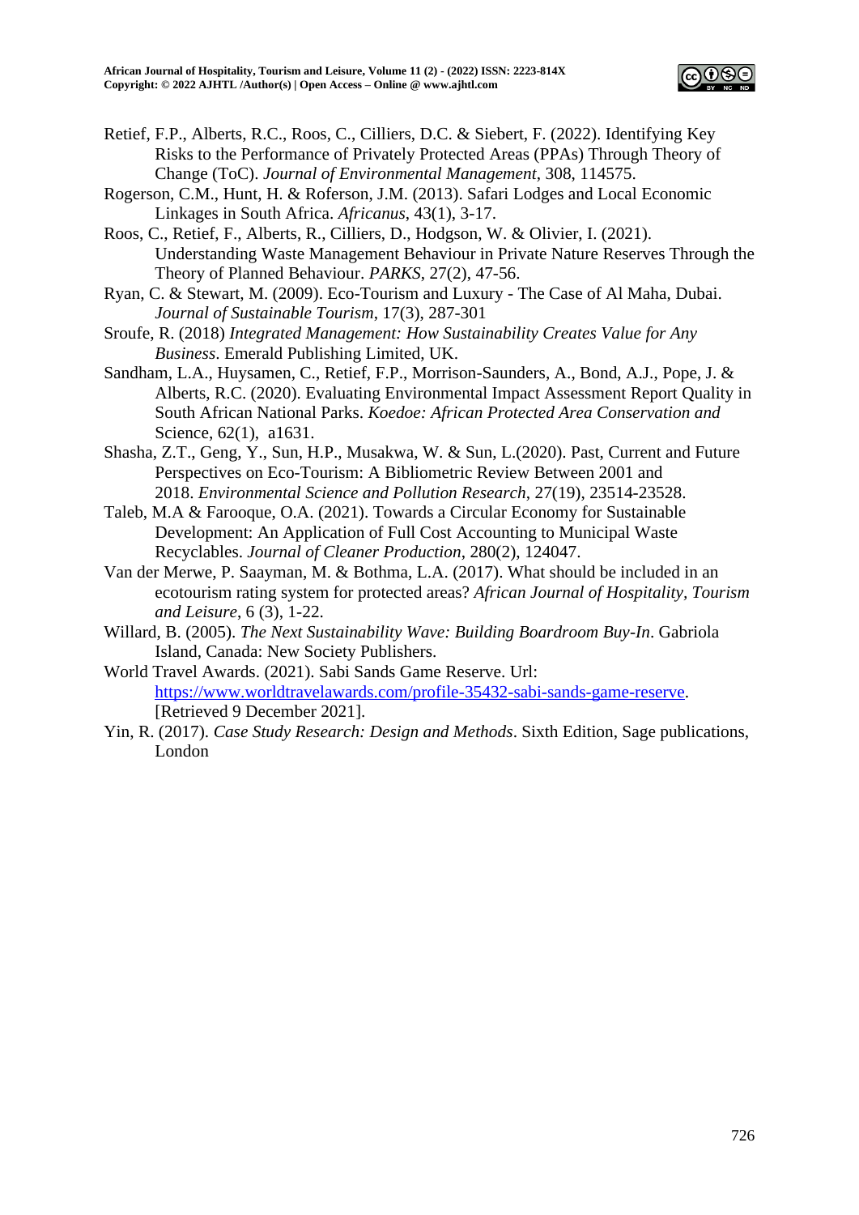Retief, F.P., Alberts, R.C., Roos, C., Cilliers, D.C. & Siebert, F. (2022). Identifying Key Risks to the Performance of Privately Protected Areas (PPAs) Through Theory of Change (ToC). *Journal of Environmental Management*, 308, 114575.

Rogerson, C.M., Hunt, H. & Roferson, J.M. (2013). Safari Lodges and Local Economic Linkages in South Africa. *Africanus*, 43(1), 3-17.

Roos, C., Retief, F., Alberts, R., Cilliers, D., Hodgson, W. & Olivier, I. (2021). Understanding Waste Management Behaviour in Private Nature Reserves Through the Theory of Planned Behaviour. *PARKS*, 27(2), 47-56.

Ryan, C. & Stewart, M. (2009). Eco-Tourism and Luxury - The Case of Al Maha, Dubai. *Journal of Sustainable Tourism*, 17(3), 287-301

Sroufe, R. (2018) *Integrated Management: How Sustainability Creates Value for Any Business*. Emerald Publishing Limited, UK.

Sandham, L.A., Huysamen, C., Retief, F.P., Morrison-Saunders, A., Bond, A.J., Pope, J. & Alberts, R.C. (2020). Evaluating Environmental Impact Assessment Report Quality in South African National Parks. *Koedoe: African Protected Area Conservation and* Science, 62(1), a1631.

Shasha, Z.T., Geng, Y., Sun, H.P., Musakwa, W. & Sun, L.(2020). Past, Current and Future Perspectives on Eco-Tourism: A Bibliometric Review Between 2001 and 2018. *Environmental Science and Pollution Research*, 27(19), 23514-23528.

Taleb, M.A & Farooque, O.A. (2021). Towards a Circular Economy for Sustainable Development: An Application of Full Cost Accounting to Municipal Waste Recyclables. *Journal of Cleaner Production*, 280(2), 124047.

Van der Merwe, P. Saayman, M. & Bothma, L.A. (2017). What should be included in an ecotourism rating system for protected areas? *African Journal of Hospitality, Tourism and Leisure*, 6 (3), 1-22.

Willard, B. (2005). *The Next Sustainability Wave: Building Boardroom Buy-In*. Gabriola Island, Canada: New Society Publishers.

World Travel Awards. (2021). Sabi Sands Game Reserve. Url: https://www.worldtravelawards.com/profile-35432-sabi-sands-game-reserve. [Retrieved 9 December 2021].

Yin, R. (2017). *Case Study Research: Design and Methods*. Sixth Edition, Sage publications, London